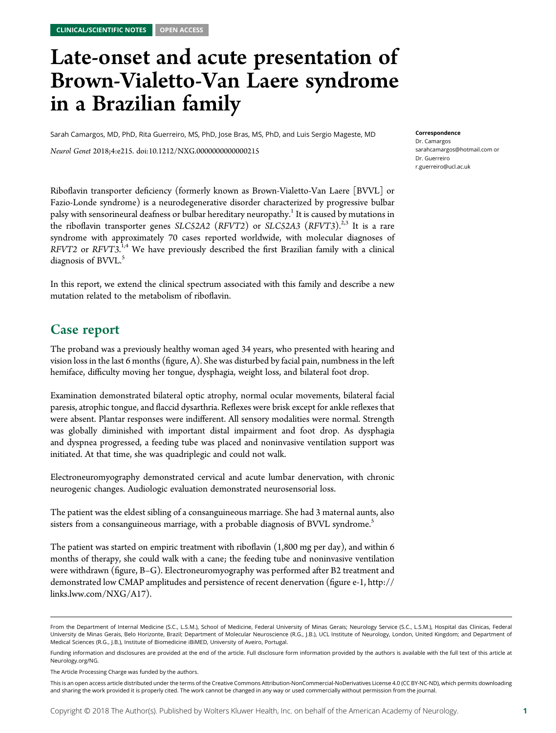CLINICAL/SCIENTIFIC NOTES OPEN ACCESS

# Late-onset and acute presentation of Brown-Vialetto-Van Laere syndrome in a Brazilian family

Sarah Camargos, MD, PhD, Rita Guerreiro, MS, PhD, Jose Bras, MS, PhD, and Luis Sergio Mageste, MD

*Neurol Genet* 2018;4:e215. doi:10.1212/NXG.0000000000000215

**Correspondence**
Dr. Camargos
sarahcamargos@hotmail.com or
Dr. Guerreiro
r.guerreiro@ucl.ac.uk

Riboflavin transporter deficiency (formerly known as Brown-Vialetto-Van Laere [BVVL] or Fazio-Londe syndrome) is a neurodegenerative disorder characterized by progressive bulbar palsy with sensorineural deafness or bulbar hereditary neuropathy.[1] It is caused by mutations in the riboflavin transporter genes *SLC52A2* (*RFVT2*) or *SLC52A3* (*RFVT3*).[2,3] It is a rare syndrome with approximately 70 cases reported worldwide, with molecular diagnoses of *RFVT2* or *RFVT3*.[1,4] We have previously described the first Brazilian family with a clinical diagnosis of BVVL.[5]

In this report, we extend the clinical spectrum associated with this family and describe a new mutation related to the metabolism of riboflavin.

## Case report

The proband was a previously healthy woman aged 34 years, who presented with hearing and vision loss in the last 6 months (figure, A). She was disturbed by facial pain, numbness in the left hemiface, difficulty moving her tongue, dysphagia, weight loss, and bilateral foot drop.

Examination demonstrated bilateral optic atrophy, normal ocular movements, bilateral facial paresis, atrophic tongue, and flaccid dysarthria. Reflexes were brisk except for ankle reflexes that were absent. Plantar responses were indifferent. All sensory modalities were normal. Strength was globally diminished with important distal impairment and foot drop. As dysphagia and dyspnea progressed, a feeding tube was placed and noninvasive ventilation support was initiated. At that time, she was quadriplegic and could not walk.

Electroneuromyography demonstrated cervical and acute lumbar denervation, with chronic neurogenic changes. Audiologic evaluation demonstrated neurosensorial loss.

The patient was the eldest sibling of a consanguineous marriage. She had 3 maternal aunts, also sisters from a consanguineous marriage, with a probable diagnosis of BVVL syndrome.[5]

The patient was started on empiric treatment with riboflavin (1,800 mg per day), and within 6 months of therapy, she could walk with a cane; the feeding tube and noninvasive ventilation were withdrawn (figure, B–G). Electroneuromyography was performed after B2 treatment and demonstrated low CMAP amplitudes and persistence of recent denervation (figure e-1, http://links.lww.com/NXG/A17).

From the Department of Internal Medicine (S.C., L.S.M.), School of Medicine, Federal University of Minas Gerais; Neurology Service (S.C., L.S.M.), Hospital das Clinicas, Federal University de Minas Gerais, Belo Horizonte, Brazil; Department of Molecular Neuroscience (R.G., J.B.), UCL Institute of Neurology, London, United Kingdom; and Department of Medical Sciences (R.G., J.B.), Institute of Biomedicine iBiMED, University of Aveiro, Portugal.

Funding information and disclosures are provided at the end of the article. Full disclosure form information provided by the authors is available with the full text of this article at Neurology.org/NG.

The Article Processing Charge was funded by the authors.

This is an open access article distributed under the terms of the Creative Commons Attribution-NonCommercial-NoDerivatives License 4.0 (CC BY-NC-ND), which permits downloading and sharing the work provided it is properly cited. The work cannot be changed in any way or used commercially without permission from the journal.

Copyright © 2018 The Author(s). Published by Wolters Kluwer Health, Inc. on behalf of the American Academy of Neurology.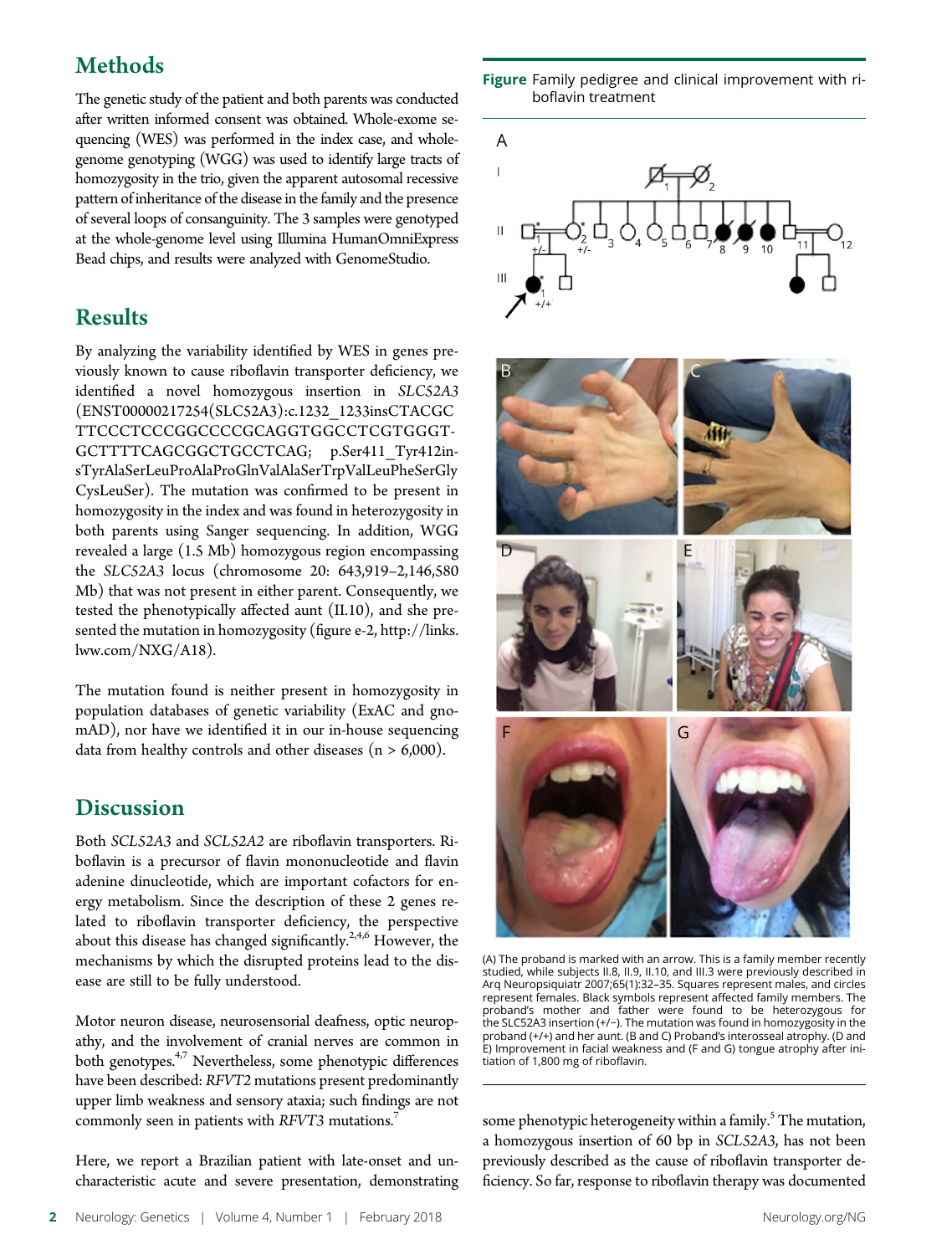## Methods

The genetic study of the patient and both parents was conducted after written informed consent was obtained. Whole-exome sequencing (WES) was performed in the index case, and whole-genome genotyping (WGG) was used to identify large tracts of homozygosity in the trio, given the apparent autosomal recessive pattern of inheritance of the disease in the family and the presence of several loops of consanguinity. The 3 samples were genotyped at the whole-genome level using Illumina HumanOmniExpress Bead chips, and results were analyzed with GenomeStudio.

## Results

By analyzing the variability identified by WES in genes previously known to cause riboflavin transporter deficiency, we identified a novel homozygous insertion in *SLC52A3* (ENST00000217254(SLC52A3):c.1232_1233insCTACGCTTCCCTCCCGGCCCCGCAGGTGGCCTCGTGGGTGCTTTTCAGCGGCTGCCTCAG; p.Ser411_Tyr412insTyrAlaSerLeuProAlaProGlnValAlaSerTrpValLeuPheSerGlyCysLeuSer). The mutation was confirmed to be present in homozygosity in the index and was found in heterozygosity in both parents using Sanger sequencing. In addition, WGG revealed a large (1.5 Mb) homozygous region encompassing the *SLC52A3* locus (chromosome 20: 643,919–2,146,580 Mb) that was not present in either parent. Consequently, we tested the phenotypically affected aunt (II.10), and she presented the mutation in homozygosity (figure e-2, http://links.lww.com/NXG/A18).

The mutation found is neither present in homozygosity in population databases of genetic variability (ExAC and gnomAD), nor have we identified it in our in-house sequencing data from healthy controls and other diseases (n > 6,000).

## Discussion

Both *SCL52A3* and *SCL52A2* are riboflavin transporters. Riboflavin is a precursor of flavin mononucleotide and flavin adenine dinucleotide, which are important cofactors for energy metabolism. Since the description of these 2 genes related to riboflavin transporter deficiency, the perspective about this disease has changed significantly.[2,4,6] However, the mechanisms by which the disrupted proteins lead to the disease are still to be fully understood.

Motor neuron disease, neurosensorial deafness, optic neuropathy, and the involvement of cranial nerves are common in both genotypes.[4,7] Nevertheless, some phenotypic differences have been described: *RFVT2* mutations present predominantly upper limb weakness and sensory ataxia; such findings are not commonly seen in patients with *RFVT3* mutations.[7]

Here, we report a Brazilian patient with late-onset and uncharacteristic acute and severe presentation, demonstrating some phenotypic heterogeneity within a family.[5] The mutation, a homozygous insertion of 60 bp in *SCL52A3*, has not been previously described as the cause of riboflavin transporter deficiency. So far, response to riboflavin therapy was documented

**Figure** Family pedigree and clinical improvement with riboflavin treatment

(A) The proband is marked with an arrow. This is a family member recently studied, while subjects II.8, II.9, II.10, and III.3 were previously described in Arq Neuropsiquiatr 2007;65(1):32–35. Squares represent males, and circles represent females. Black symbols represent affected family members. The proband's mother and father were found to be heterozygous for the SLC52A3 insertion (+/−). The mutation was found in homozygosity in the proband (+/+) and her aunt. (B and C) Proband's interosseal atrophy. (D and E) Improvement in facial weakness and (F and G) tongue atrophy after initiation of 1,800 mg of riboflavin.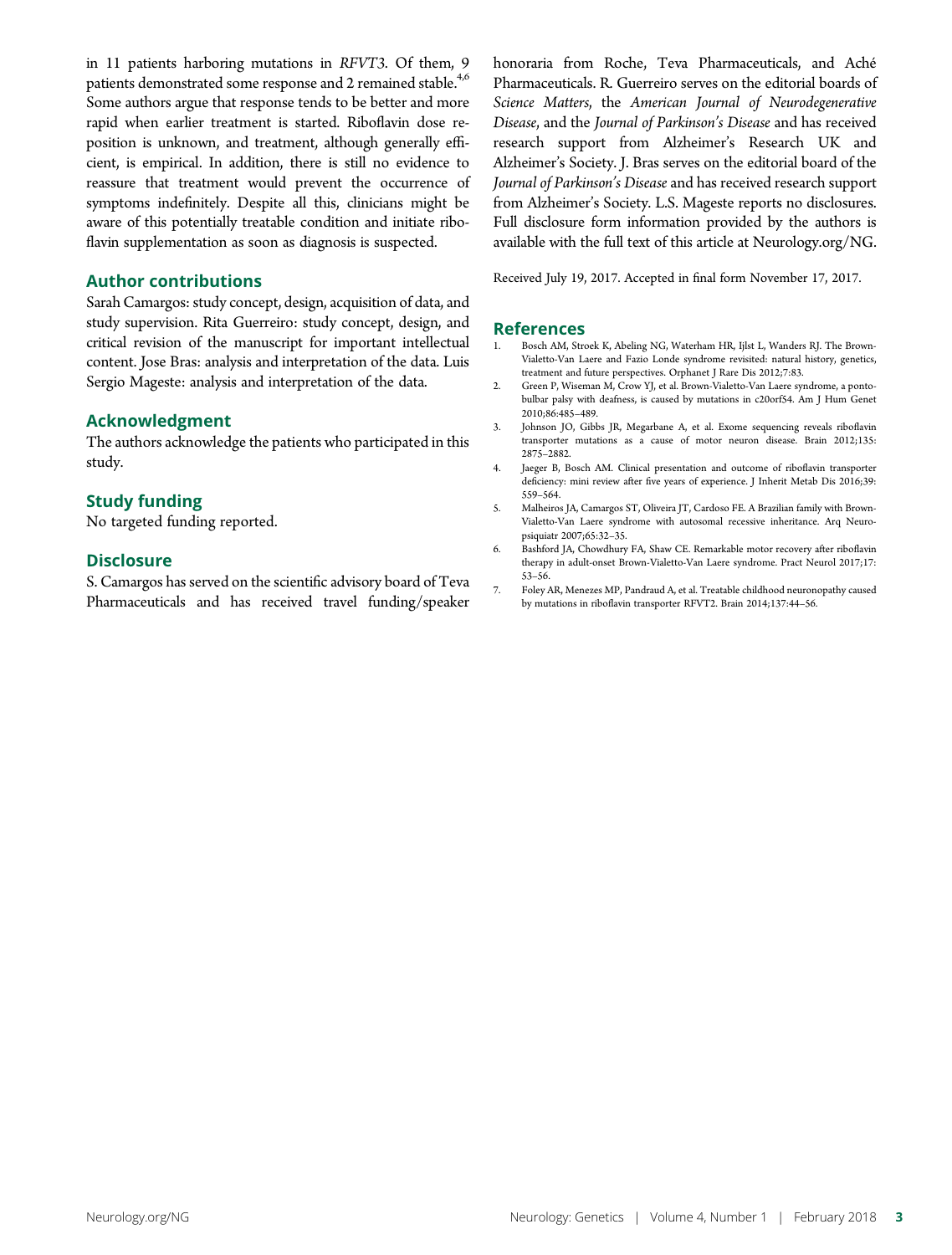in 11 patients harboring mutations in *RFVT3*. Of them, 9 patients demonstrated some response and 2 remained stable.[4,6] Some authors argue that response tends to be better and more rapid when earlier treatment is started. Riboflavin dose reposition is unknown, and treatment, although generally efficient, is empirical. In addition, there is still no evidence to reassure that treatment would prevent the occurrence of symptoms indefinitely. Despite all this, clinicians might be aware of this potentially treatable condition and initiate riboflavin supplementation as soon as diagnosis is suspected.

## Author contributions

Sarah Camargos: study concept, design, acquisition of data, and study supervision. Rita Guerreiro: study concept, design, and critical revision of the manuscript for important intellectual content. Jose Bras: analysis and interpretation of the data. Luis Sergio Mageste: analysis and interpretation of the data.

## Acknowledgment

The authors acknowledge the patients who participated in this study.

## Study funding

No targeted funding reported.

## Disclosure

S. Camargos has served on the scientific advisory board of Teva Pharmaceuticals and has received travel funding/speaker honoraria from Roche, Teva Pharmaceuticals, and Aché Pharmaceuticals. R. Guerreiro serves on the editorial boards of *Science Matters*, the *American Journal of Neurodegenerative Disease*, and the *Journal of Parkinson's Disease* and has received research support from Alzheimer's Research UK and Alzheimer's Society. J. Bras serves on the editorial board of the *Journal of Parkinson's Disease* and has received research support from Alzheimer's Society. L.S. Mageste reports no disclosures. Full disclosure form information provided by the authors is available with the full text of this article at Neurology.org/NG.

Received July 19, 2017. Accepted in final form November 17, 2017.

## References

1. Bosch AM, Stroek K, Abeling NG, Waterham HR, Ijlst L, Wanders RJ. The Brown-Vialetto-Van Laere and Fazio Londe syndrome revisited: natural history, genetics, treatment and future perspectives. Orphanet J Rare Dis 2012;7:83.
2. Green P, Wiseman M, Crow YJ, et al. Brown-Vialetto-Van Laere syndrome, a ponto-bulbar palsy with deafness, is caused by mutations in c20orf54. Am J Hum Genet 2010;86:485–489.
3. Johnson JO, Gibbs JR, Megarbane A, et al. Exome sequencing reveals riboflavin transporter mutations as a cause of motor neuron disease. Brain 2012;135:2875–2882.
4. Jaeger B, Bosch AM. Clinical presentation and outcome of riboflavin transporter deficiency: mini review after five years of experience. J Inherit Metab Dis 2016;39:559–564.
5. Malheiros JA, Camargos ST, Oliveira JT, Cardoso FE. A Brazilian family with Brown-Vialetto-Van Laere syndrome with autosomal recessive inheritance. Arq Neuropsiquiatr 2007;65:32–35.
6. Bashford JA, Chowdhury FA, Shaw CE. Remarkable motor recovery after riboflavin therapy in adult-onset Brown-Vialetto-Van Laere syndrome. Pract Neurol 2017;17:53–56.
7. Foley AR, Menezes MP, Pandraud A, et al. Treatable childhood neuronopathy caused by mutations in riboflavin transporter RFVT2. Brain 2014;137:44–56.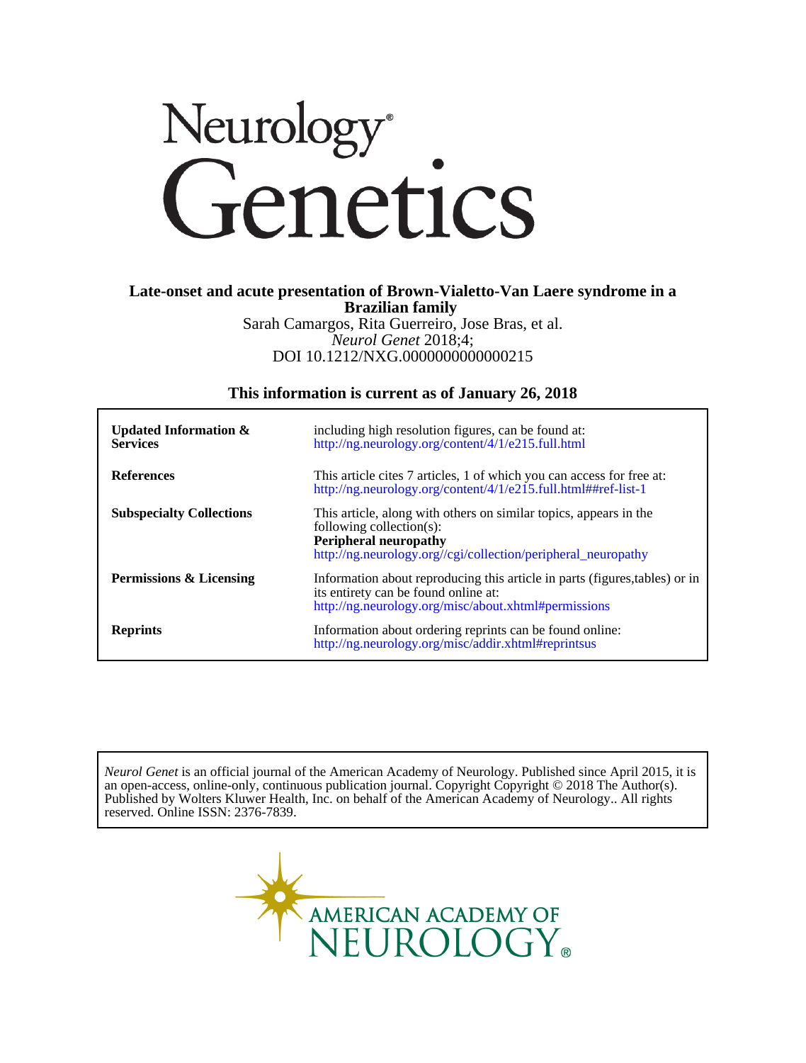# Neurology® Genetics

**Late-onset and acute presentation of Brown-Vialetto-Van Laere syndrome in a Brazilian family**

Sarah Camargos, Rita Guerreiro, Jose Bras, et al.
*Neurol Genet* 2018;4;
DOI 10.1212/NXG.0000000000000215

**This information is current as of January 26, 2018**

| | |
|---|---|
| **Updated Information & Services** | including high resolution figures, can be found at: http://ng.neurology.org/content/4/1/e215.full.html |
| **References** | This article cites 7 articles, 1 of which you can access for free at: http://ng.neurology.org/content/4/1/e215.full.html##ref-list-1 |
| **Subspecialty Collections** | This article, along with others on similar topics, appears in the following collection(s): **Peripheral neuropathy** http://ng.neurology.org//cgi/collection/peripheral_neuropathy |
| **Permissions & Licensing** | Information about reproducing this article in parts (figures,tables) or in its entirety can be found online at: http://ng.neurology.org/misc/about.xhtml#permissions |
| **Reprints** | Information about ordering reprints can be found online: http://ng.neurology.org/misc/addir.xhtml#reprintsus |

*Neurol Genet* is an official journal of the American Academy of Neurology. Published since April 2015, it is an open-access, online-only, continuous publication journal. Copyright Copyright © 2018 The Author(s). Published by Wolters Kluwer Health, Inc. on behalf of the American Academy of Neurology.. All rights reserved. Online ISSN: 2376-7839.

AMERICAN ACADEMY OF NEUROLOGY®